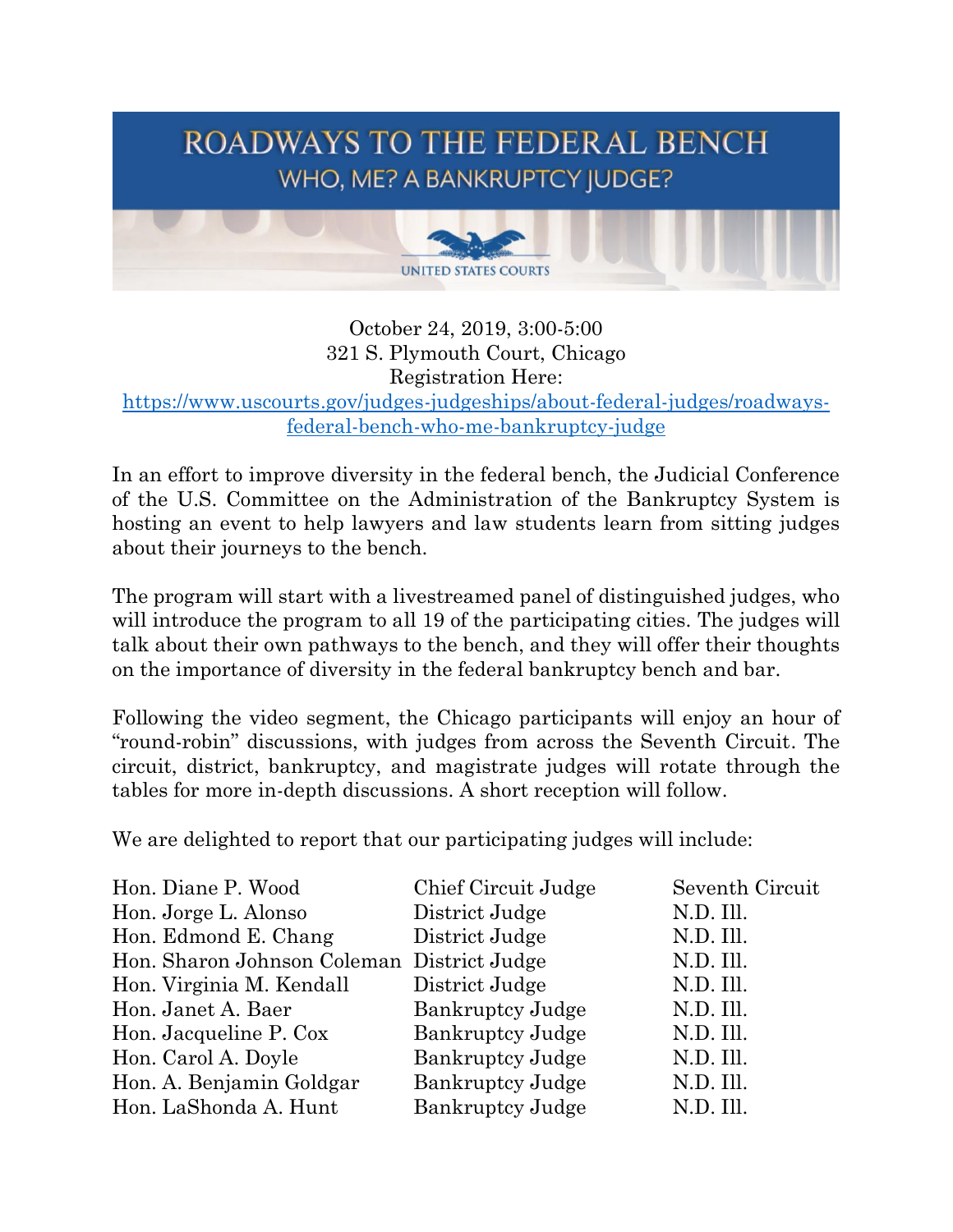# ROADWAYS TO THE FEDERAL BENCH

## WHO, ME? A BANKRUPTCY JUDGE?

UNITED STATES COURTS

October 24, 2019, 3:00-5:00
321 S. Plymouth Court, Chicago
Registration Here:
[https://www.uscourts.gov/judges-judgeships/about-federal-judges/roadways-federal-bench-who-me-bankruptcy-judge](https://www.uscourts.gov/judges-judgeships/about-federal-judges/roadways-federal-bench-who-me-bankruptcy-judge)

In an effort to improve diversity in the federal bench, the Judicial Conference of the U.S. Committee on the Administration of the Bankruptcy System is hosting an event to help lawyers and law students learn from sitting judges about their journeys to the bench.

The program will start with a livestreamed panel of distinguished judges, who will introduce the program to all 19 of the participating cities. The judges will talk about their own pathways to the bench, and they will offer their thoughts on the importance of diversity in the federal bankruptcy bench and bar.

Following the video segment, the Chicago participants will enjoy an hour of "round-robin" discussions, with judges from across the Seventh Circuit. The circuit, district, bankruptcy, and magistrate judges will rotate through the tables for more in-depth discussions. A short reception will follow.

We are delighted to report that our participating judges will include:

| | | |
|---|---|---|
| Hon. Diane P. Wood | Chief Circuit Judge | Seventh Circuit |
| Hon. Jorge L. Alonso | District Judge | N.D. Ill. |
| Hon. Edmond E. Chang | District Judge | N.D. Ill. |
| Hon. Sharon Johnson Coleman | District Judge | N.D. Ill. |
| Hon. Virginia M. Kendall | District Judge | N.D. Ill. |
| Hon. Janet A. Baer | Bankruptcy Judge | N.D. Ill. |
| Hon. Jacqueline P. Cox | Bankruptcy Judge | N.D. Ill. |
| Hon. Carol A. Doyle | Bankruptcy Judge | N.D. Ill. |
| Hon. A. Benjamin Goldgar | Bankruptcy Judge | N.D. Ill. |
| Hon. LaShonda A. Hunt | Bankruptcy Judge | N.D. Ill. |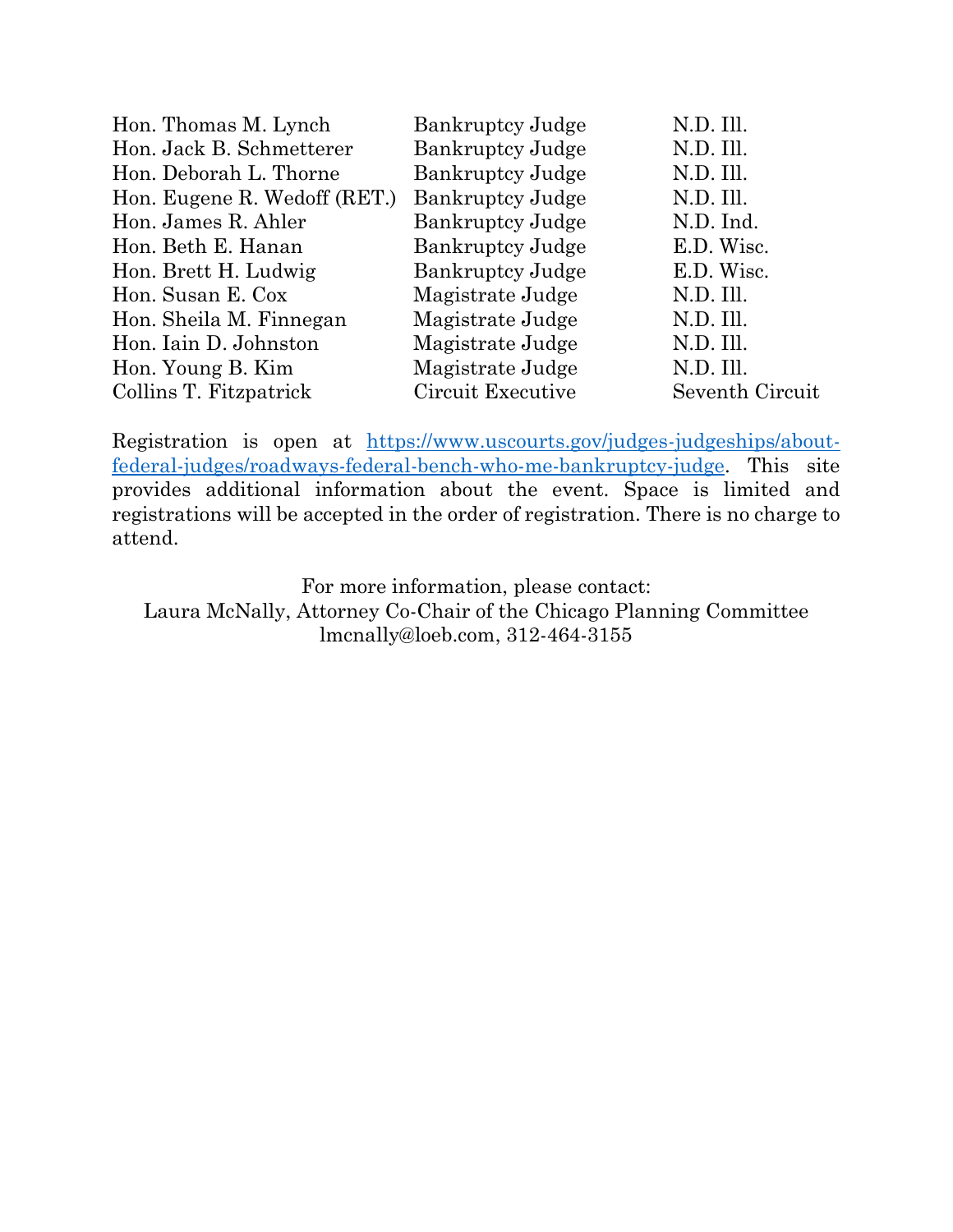| | | |
|---|---|---|
| Hon. Thomas M. Lynch | Bankruptcy Judge | N.D. Ill. |
| Hon. Jack B. Schmetterer | Bankruptcy Judge | N.D. Ill. |
| Hon. Deborah L. Thorne | Bankruptcy Judge | N.D. Ill. |
| Hon. Eugene R. Wedoff (RET.) | Bankruptcy Judge | N.D. Ill. |
| Hon. James R. Ahler | Bankruptcy Judge | N.D. Ind. |
| Hon. Beth E. Hanan | Bankruptcy Judge | E.D. Wisc. |
| Hon. Brett H. Ludwig | Bankruptcy Judge | E.D. Wisc. |
| Hon. Susan E. Cox | Magistrate Judge | N.D. Ill. |
| Hon. Sheila M. Finnegan | Magistrate Judge | N.D. Ill. |
| Hon. Iain D. Johnston | Magistrate Judge | N.D. Ill. |
| Hon. Young B. Kim | Magistrate Judge | N.D. Ill. |
| Collins T. Fitzpatrick | Circuit Executive | Seventh Circuit |

Registration is open at [https://www.uscourts.gov/judges-judgeships/about-federal-judges/roadways-federal-bench-who-me-bankruptcy-judge](https://www.uscourts.gov/judges-judgeships/about-federal-judges/roadways-federal-bench-who-me-bankruptcy-judge). This site provides additional information about the event. Space is limited and registrations will be accepted in the order of registration. There is no charge to attend.

For more information, please contact:
Laura McNally, Attorney Co-Chair of the Chicago Planning Committee
lmcnally@loeb.com, 312-464-3155